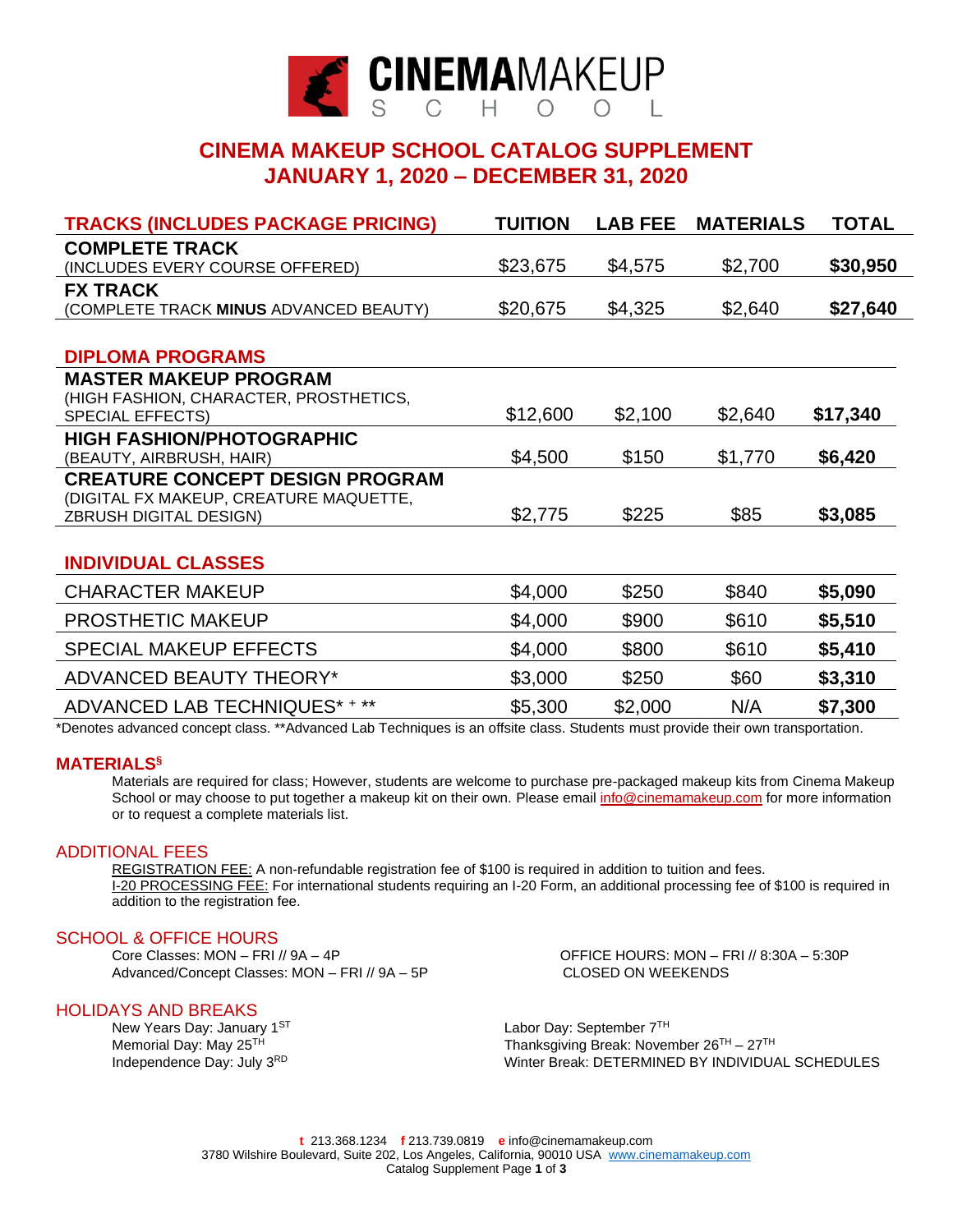# CINEMA MAKEUP SCHOOL

## CINEMA MAKEUP SCHOOL CATALOG SUPPLEMENT
## JANUARY 1, 2020 – DECEMBER 31, 2020

| TRACKS (INCLUDES PACKAGE PRICING) | TUITION | LAB FEE | MATERIALS | TOTAL |
|---|---|---|---|---|
| **COMPLETE TRACK** (INCLUDES EVERY COURSE OFFERED) | $23,675 | $4,575 | $2,700 | **$30,950** |
| **FX TRACK** (COMPLETE TRACK **MINUS** ADVANCED BEAUTY) | $20,675 | $4,325 | $2,640 | **$27,640** |

| DIPLOMA PROGRAMS | TUITION | LAB FEE | MATERIALS | TOTAL |
|---|---|---|---|---|
| **MASTER MAKEUP PROGRAM** (HIGH FASHION, CHARACTER, PROSTHETICS, SPECIAL EFFECTS) | $12,600 | $2,100 | $2,640 | **$17,340** |
| **HIGH FASHION/PHOTOGRAPHIC** (BEAUTY, AIRBRUSH, HAIR) | $4,500 | $150 | $1,770 | **$6,420** |
| **CREATURE CONCEPT DESIGN PROGRAM** (DIGITAL FX MAKEUP, CREATURE MAQUETTE, ZBRUSH DIGITAL DESIGN) | $2,775 | $225 | $85 | **$3,085** |

| INDIVIDUAL CLASSES | TUITION | LAB FEE | MATERIALS | TOTAL |
|---|---|---|---|---|
| CHARACTER MAKEUP | $4,000 | $250 | $840 | **$5,090** |
| PROSTHETIC MAKEUP | $4,000 | $900 | $610 | **$5,510** |
| SPECIAL MAKEUP EFFECTS | $4,000 | $800 | $610 | **$5,410** |
| ADVANCED BEAUTY THEORY* | $3,000 | $250 | $60 | **$3,310** |
| ADVANCED LAB TECHNIQUES* + ** | $5,300 | $2,000 | N/A | **$7,300** |

*Denotes advanced concept class. **Advanced Lab Techniques is an offsite class. Students must provide their own transportation.

### MATERIALS§

Materials are required for class; However, students are welcome to purchase pre-packaged makeup kits from Cinema Makeup School or may choose to put together a makeup kit on their own. Please email info@cinemamakeup.com for more information or to request a complete materials list.

### ADDITIONAL FEES

REGISTRATION FEE: A non-refundable registration fee of $100 is required in addition to tuition and fees.
I-20 PROCESSING FEE: For international students requiring an I-20 Form, an additional processing fee of $100 is required in addition to the registration fee.

### SCHOOL & OFFICE HOURS

Core Classes: MON – FRI // 9A – 4P
Advanced/Concept Classes: MON – FRI // 9A – 5P

OFFICE HOURS: MON – FRI // 8:30A – 5:30P
CLOSED ON WEEKENDS

### HOLIDAYS AND BREAKS

New Years Day: January 1ST
Memorial Day: May 25TH
Independence Day: July 3RD

Labor Day: September 7TH
Thanksgiving Break: November 26TH – 27TH
Winter Break: DETERMINED BY INDIVIDUAL SCHEDULES

t 213.368.1234 f 213.739.0819 e info@cinemamakeup.com
3780 Wilshire Boulevard, Suite 202, Los Angeles, California, 90010 USA www.cinemamakeup.com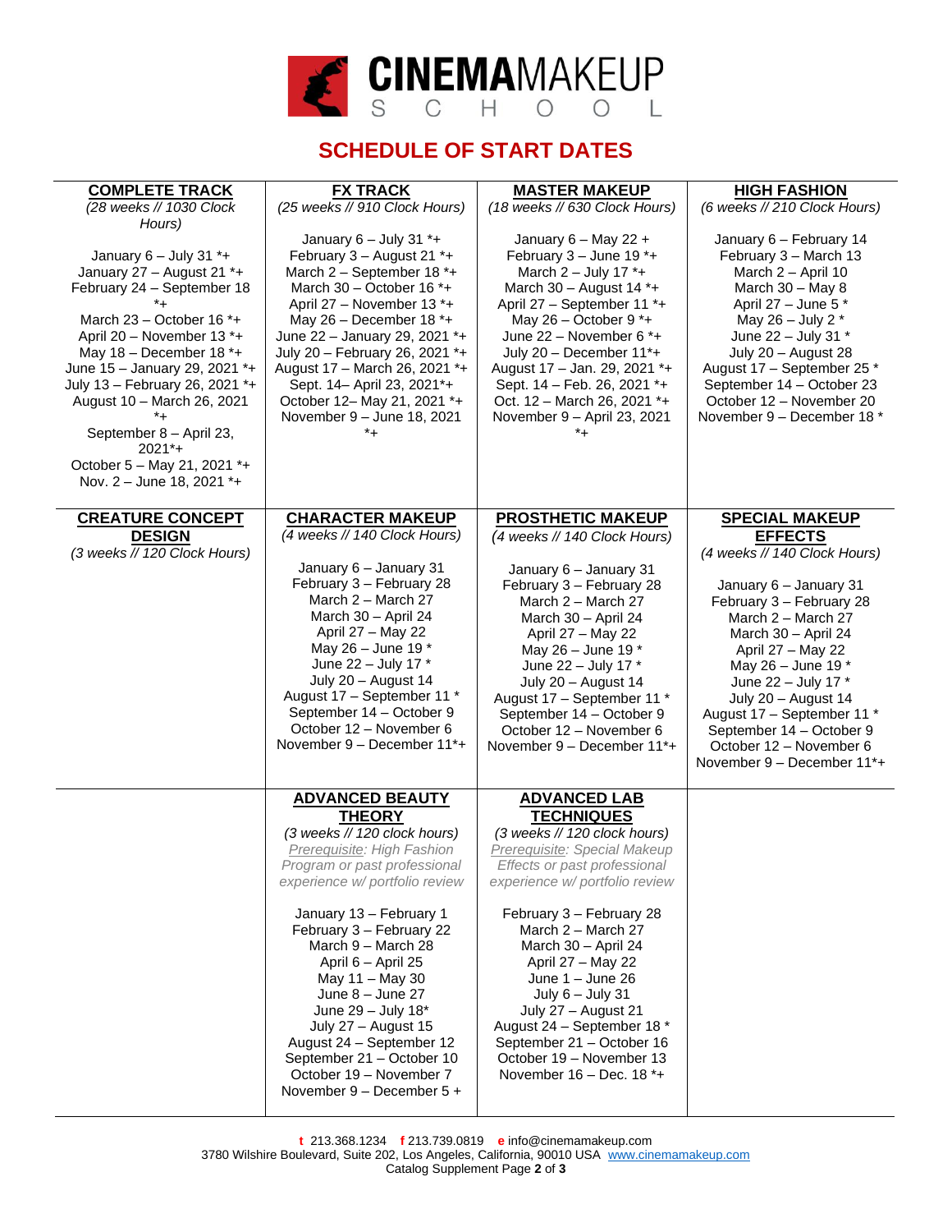CINEMAMAKEUP SCHOOL

# SCHEDULE OF START DATES

| COMPLETE TRACK (28 weeks // 1030 Clock Hours) | FX TRACK (25 weeks // 910 Clock Hours) | MASTER MAKEUP (18 weeks // 630 Clock Hours) | HIGH FASHION (6 weeks // 210 Clock Hours) |
|---|---|---|---|
| January 6 – July 31 *+<br>January 27 – August 21 *+<br>February 24 – September 18 *+<br>March 23 – October 16 *+<br>April 20 – November 13 *+<br>May 18 – December 18 *+<br>June 15 – January 29, 2021 *+<br>July 13 – February 26, 2021 *+<br>August 10 – March 26, 2021 *+<br>September 8 – April 23, 2021*+<br>October 5 – May 21, 2021 *+<br>Nov. 2 – June 18, 2021 *+ | January 6 – July 31 *+<br>February 3 – August 21 *+<br>March 2 – September 18 *+<br>March 30 – October 16 *+<br>April 27 – November 13 *+<br>May 26 – December 18 *+<br>June 22 – January 29, 2021 *+<br>July 20 – February 26, 2021 *+<br>August 17 – March 26, 2021 *+<br>Sept. 14– April 23, 2021*+<br>October 12– May 21, 2021 *+<br>November 9 – June 18, 2021 *+ | January 6 – May 22 +<br>February 3 – June 19 *+<br>March 2 – July 17 *+<br>March 30 – August 14 *+<br>April 27 – September 11 *+<br>May 26 – October 9 *+<br>June 22 – November 6 *+<br>July 20 – December 11*+<br>August 17 – Jan. 29, 2021 *+<br>Sept. 14 – Feb. 26, 2021 *+<br>Oct. 12 – March 26, 2021 *+<br>November 9 – April 23, 2021 *+ | January 6 – February 14<br>February 3 – March 13<br>March 2 – April 10<br>March 30 – May 8<br>April 27 – June 5 *<br>May 26 – July 2 *<br>June 22 – July 31 *<br>July 20 – August 28<br>August 17 – September 25 *<br>September 14 – October 23<br>October 12 – November 20<br>November 9 – December 18 * |
| **CREATURE CONCEPT DESIGN** (3 weeks // 120 Clock Hours) | **CHARACTER MAKEUP** (4 weeks // 140 Clock Hours) | **PROSTHETIC MAKEUP** (4 weeks // 140 Clock Hours) | **SPECIAL MAKEUP EFFECTS** (4 weeks // 140 Clock Hours) |
| | January 6 – January 31<br>February 3 – February 28<br>March 2 – March 27<br>March 30 – April 24<br>April 27 – May 22<br>May 26 – June 19 *<br>June 22 – July 17 *<br>July 20 – August 14<br>August 17 – September 11 *<br>September 14 – October 9<br>October 12 – November 6<br>November 9 – December 11*+ | January 6 – January 31<br>February 3 – February 28<br>March 2 – March 27<br>March 30 – April 24<br>April 27 – May 22<br>May 26 – June 19 *<br>June 22 – July 17 *<br>July 20 – August 14<br>August 17 – September 11 *<br>September 14 – October 9<br>October 12 – November 6<br>November 9 – December 11*+ | January 6 – January 31<br>February 3 – February 28<br>March 2 – March 27<br>March 30 – April 24<br>April 27 – May 22<br>May 26 – June 19 *<br>June 22 – July 17 *<br>July 20 – August 14<br>August 17 – September 11 *<br>September 14 – October 9<br>October 12 – November 6<br>November 9 – December 11*+ |
| | **ADVANCED BEAUTY THEORY** (3 weeks // 120 clock hours)<br>*Prerequisite: High Fashion Program or past professional experience w/ portfolio review* | **ADVANCED LAB TECHNIQUES** (3 weeks // 120 clock hours)<br>*Prerequisite: Special Makeup Effects or past professional experience w/ portfolio review* | |
| | January 13 – February 1<br>February 3 – February 22<br>March 9 – March 28<br>April 6 – April 25<br>May 11 – May 30<br>June 8 – June 27<br>June 29 – July 18*<br>July 27 – August 15<br>August 24 – September 12<br>September 21 – October 10<br>October 19 – November 7<br>November 9 – December 5 + | February 3 – February 28<br>March 2 – March 27<br>March 30 – April 24<br>April 27 – May 22<br>June 1 – June 26<br>July 6 – July 31<br>July 27 – August 21<br>August 24 – September 18 *<br>September 21 – October 16<br>October 19 – November 13<br>November 16 – Dec. 18 *+ | |

**t** 213.368.1234 **f** 213.739.0819 **e** info@cinemamakeup.com
3780 Wilshire Boulevard, Suite 202, Los Angeles, California, 90010 USA www.cinemamakeup.com
Catalog Supplement Page **2** of **3**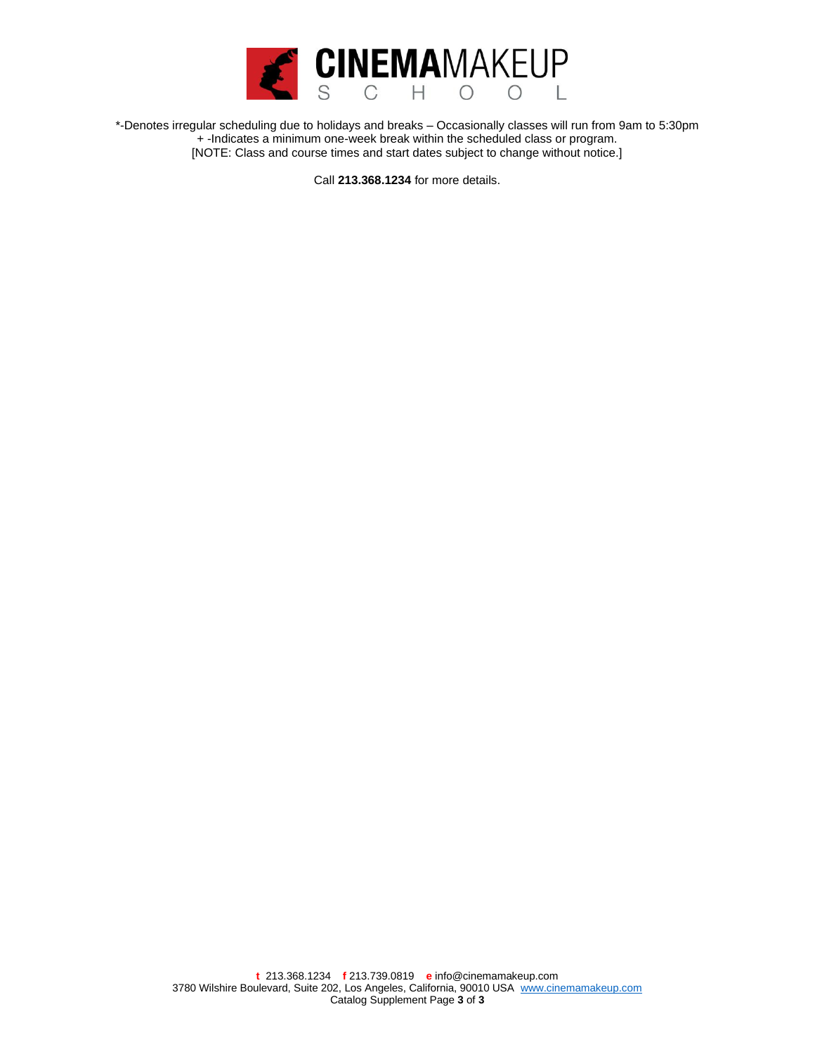*-Denotes irregular scheduling due to holidays and breaks – Occasionally classes will run from 9am to 5:30pm
+ -Indicates a minimum one-week break within the scheduled class or program.
[NOTE: Class and course times and start dates subject to change without notice.]

Call **213.368.1234** for more details.

**t** 213.368.1234 **f** 213.739.0819 **e** info@cinemamakeup.com
3780 Wilshire Boulevard, Suite 202, Los Angeles, California, 90010 USA www.cinemamakeup.com